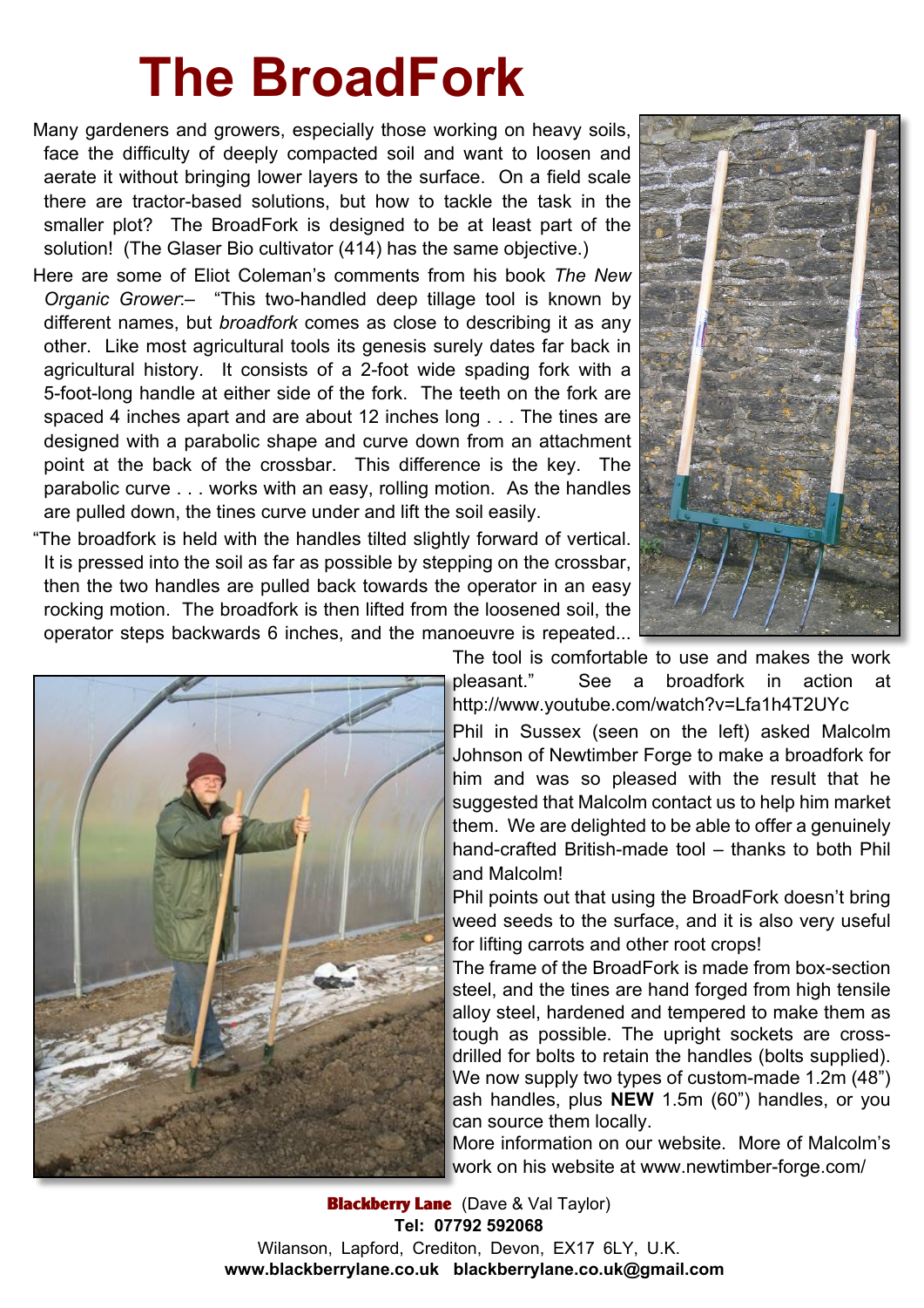# The BroadFork

Many gardeners and growers, especially those working on heavy soils, face the difficulty of deeply compacted soil and want to loosen and aerate it without bringing lower layers to the surface. On a field scale there are tractor-based solutions, but how to tackle the task in the smaller plot? The BroadFork is designed to be at least part of the solution! (The Glaser Bio cultivator (414) has the same objective.)

Here are some of Eliot Coleman's comments from his book *The New Organic Grower*:– "This two-handled deep tillage tool is known by different names, but *broadfork* comes as close to describing it as any other. Like most agricultural tools its genesis surely dates far back in agricultural history. It consists of a 2-foot wide spading fork with a 5-foot-long handle at either side of the fork. The teeth on the fork are spaced 4 inches apart and are about 12 inches long . . . The tines are designed with a parabolic shape and curve down from an attachment point at the back of the crossbar. This difference is the key. The parabolic curve . . . works with an easy, rolling motion. As the handles are pulled down, the tines curve under and lift the soil easily.

"The broadfork is held with the handles tilted slightly forward of vertical. It is pressed into the soil as far as possible by stepping on the crossbar, then the two handles are pulled back towards the operator in an easy rocking motion. The broadfork is then lifted from the loosened soil, the operator steps backwards 6 inches, and the manoeuvre is repeated... The tool is comfortable to use and makes the work pleasant." See a broadfork in action at http://www.youtube.com/watch?v=Lfa1h4T2UYc

Phil in Sussex (seen on the left) asked Malcolm Johnson of Newtimber Forge to make a broadfork for him and was so pleased with the result that he suggested that Malcolm contact us to help him market them. We are delighted to be able to offer a genuinely hand-crafted British-made tool – thanks to both Phil and Malcolm!

Phil points out that using the BroadFork doesn't bring weed seeds to the surface, and it is also very useful for lifting carrots and other root crops!

The frame of the BroadFork is made from box-section steel, and the tines are hand forged from high tensile alloy steel, hardened and tempered to make them as tough as possible. The upright sockets are cross-drilled for bolts to retain the handles (bolts supplied). We now supply two types of custom-made 1.2m (48") ash handles, plus **NEW** 1.5m (60") handles, or you can source them locally.

More information on our website. More of Malcolm's work on his website at www.newtimber-forge.com/

**Blackberry Lane** (Dave & Val Taylor)
**Tel: 07792 592068**
Wilanson, Lapford, Crediton, Devon, EX17 6LY, U.K.
**www.blackberrylane.co.uk blackberrylane.co.uk@gmail.com**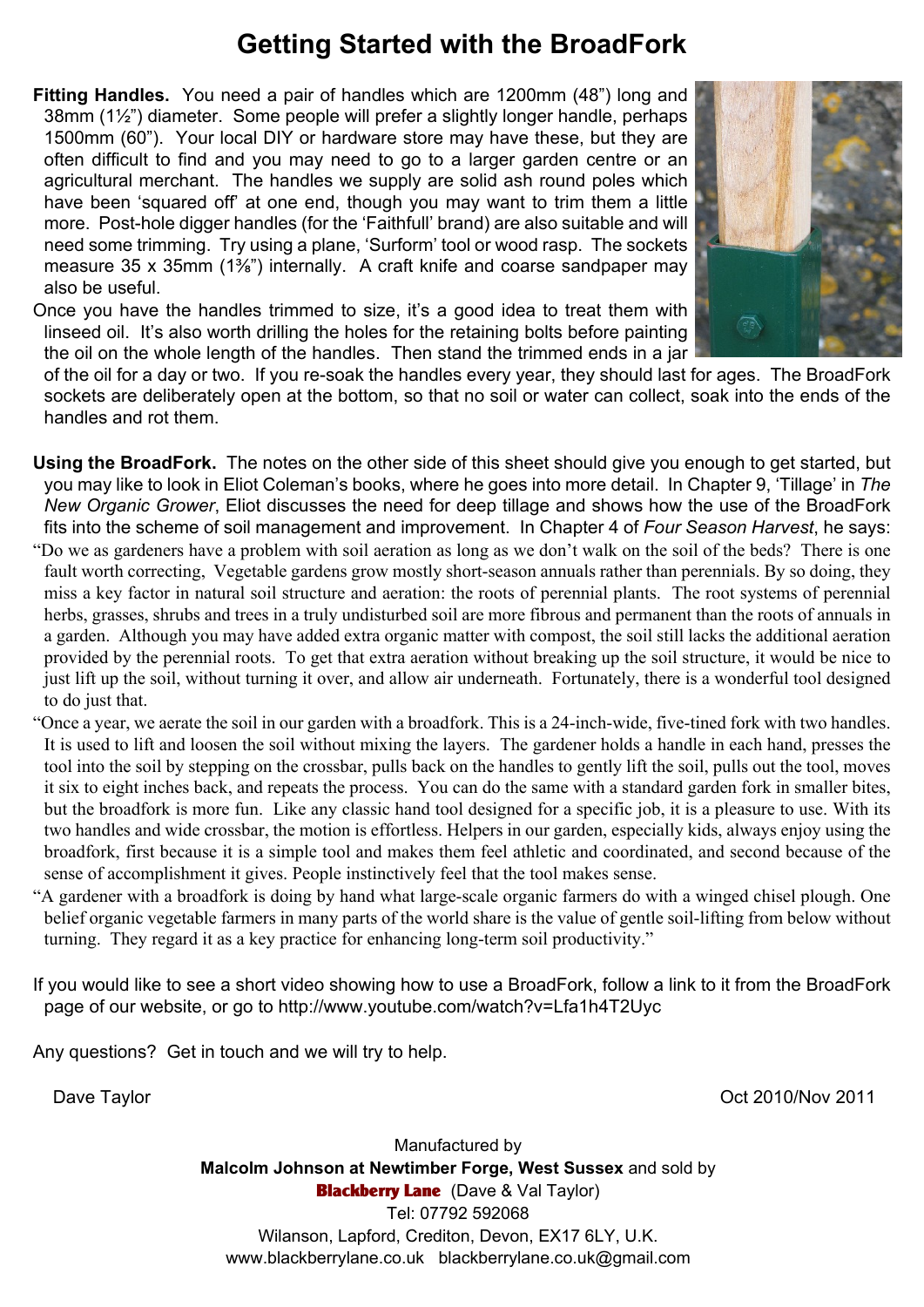# Getting Started with the BroadFork

**Fitting Handles.** You need a pair of handles which are 1200mm (48") long and 38mm (1½") diameter. Some people will prefer a slightly longer handle, perhaps 1500mm (60"). Your local DIY or hardware store may have these, but they are often difficult to find and you may need to go to a larger garden centre or an agricultural merchant. The handles we supply are solid ash round poles which have been 'squared off' at one end, though you may want to trim them a little more. Post-hole digger handles (for the 'Faithfull' brand) are also suitable and will need some trimming. Try using a plane, 'Surform' tool or wood rasp. The sockets measure 35 x 35mm (1⅜") internally. A craft knife and coarse sandpaper may also be useful.

Once you have the handles trimmed to size, it's a good idea to treat them with linseed oil. It's also worth drilling the holes for the retaining bolts before painting the oil on the whole length of the handles. Then stand the trimmed ends in a jar of the oil for a day or two. If you re-soak the handles every year, they should last for ages. The BroadFork sockets are deliberately open at the bottom, so that no soil or water can collect, soak into the ends of the handles and rot them.

**Using the BroadFork.** The notes on the other side of this sheet should give you enough to get started, but you may like to look in Eliot Coleman's books, where he goes into more detail. In Chapter 9, 'Tillage' in *The New Organic Grower*, Eliot discusses the need for deep tillage and shows how the use of the BroadFork fits into the scheme of soil management and improvement. In Chapter 4 of *Four Season Harvest*, he says:

"Do we as gardeners have a problem with soil aeration as long as we don't walk on the soil of the beds? There is one fault worth correcting, Vegetable gardens grow mostly short-season annuals rather than perennials. By so doing, they miss a key factor in natural soil structure and aeration: the roots of perennial plants. The root systems of perennial herbs, grasses, shrubs and trees in a truly undisturbed soil are more fibrous and permanent than the roots of annuals in a garden. Although you may have added extra organic matter with compost, the soil still lacks the additional aeration provided by the perennial roots. To get that extra aeration without breaking up the soil structure, it would be nice to just lift up the soil, without turning it over, and allow air underneath. Fortunately, there is a wonderful tool designed to do just that.

"Once a year, we aerate the soil in our garden with a broadfork. This is a 24-inch-wide, five-tined fork with two handles. It is used to lift and loosen the soil without mixing the layers. The gardener holds a handle in each hand, presses the tool into the soil by stepping on the crossbar, pulls back on the handles to gently lift the soil, pulls out the tool, moves it six to eight inches back, and repeats the process. You can do the same with a standard garden fork in smaller bites, but the broadfork is more fun. Like any classic hand tool designed for a specific job, it is a pleasure to use. With its two handles and wide crossbar, the motion is effortless. Helpers in our garden, especially kids, always enjoy using the broadfork, first because it is a simple tool and makes them feel athletic and coordinated, and second because of the sense of accomplishment it gives. People instinctively feel that the tool makes sense.

"A gardener with a broadfork is doing by hand what large-scale organic farmers do with a winged chisel plough. One belief organic vegetable farmers in many parts of the world share is the value of gentle soil-lifting from below without turning. They regard it as a key practice for enhancing long-term soil productivity."

If you would like to see a short video showing how to use a BroadFork, follow a link to it from the BroadFork page of our website, or go to http://www.youtube.com/watch?v=Lfa1h4T2Uyc

Any questions? Get in touch and we will try to help.

Dave Taylor

Oct 2010/Nov 2011

Manufactured by
**Malcolm Johnson at Newtimber Forge, West Sussex** and sold by
**Blackberry Lane** (Dave & Val Taylor)
Tel: 07792 592068
Wilanson, Lapford, Crediton, Devon, EX17 6LY, U.K.
www.blackberrylane.co.uk blackberrylane.co.uk@gmail.com